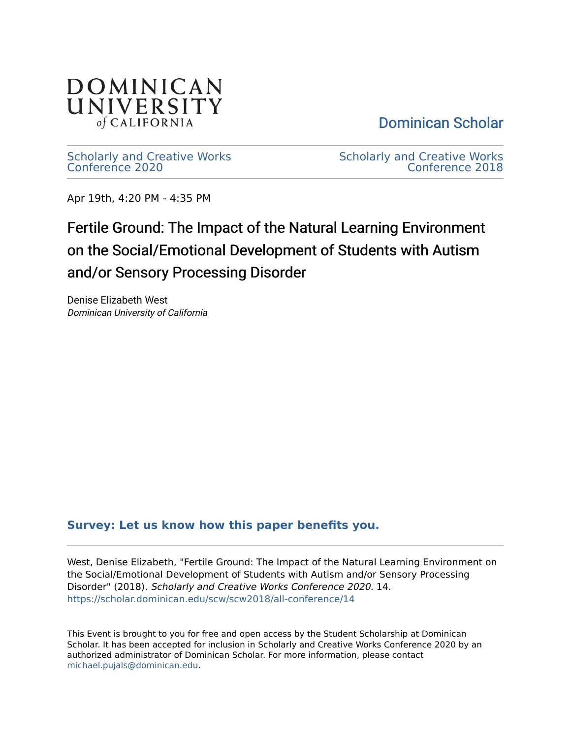DOMINICAN UNIVERSITY of CALIFORNIA

Dominican Scholar

Scholarly and Creative Works Conference 2020

Scholarly and Creative Works Conference 2018

Apr 19th, 4:20 PM - 4:35 PM

# Fertile Ground: The Impact of the Natural Learning Environment on the Social/Emotional Development of Students with Autism and/or Sensory Processing Disorder

Denise Elizabeth West
*Dominican University of California*

**Survey: Let us know how this paper benefits you.**

West, Denise Elizabeth, "Fertile Ground: The Impact of the Natural Learning Environment on the Social/Emotional Development of Students with Autism and/or Sensory Processing Disorder" (2018). *Scholarly and Creative Works Conference 2020*. 14.
https://scholar.dominican.edu/scw/scw2018/all-conference/14

This Event is brought to you for free and open access by the Student Scholarship at Dominican Scholar. It has been accepted for inclusion in Scholarly and Creative Works Conference 2020 by an authorized administrator of Dominican Scholar. For more information, please contact michael.pujals@dominican.edu.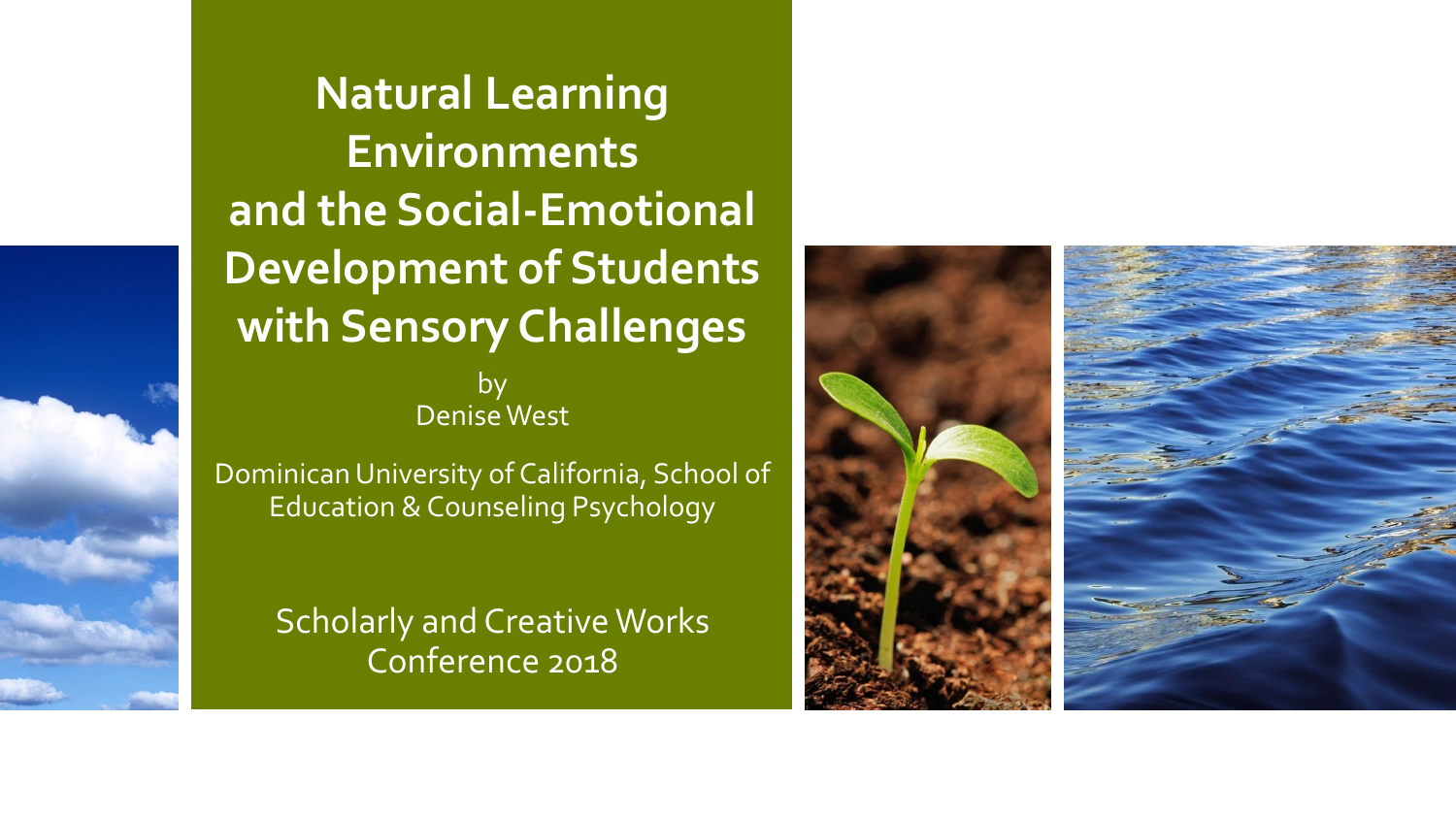# Natural Learning Environments and the Social-Emotional Development of Students with Sensory Challenges

by
Denise West

Dominican University of California, School of Education & Counseling Psychology

Scholarly and Creative Works Conference 2018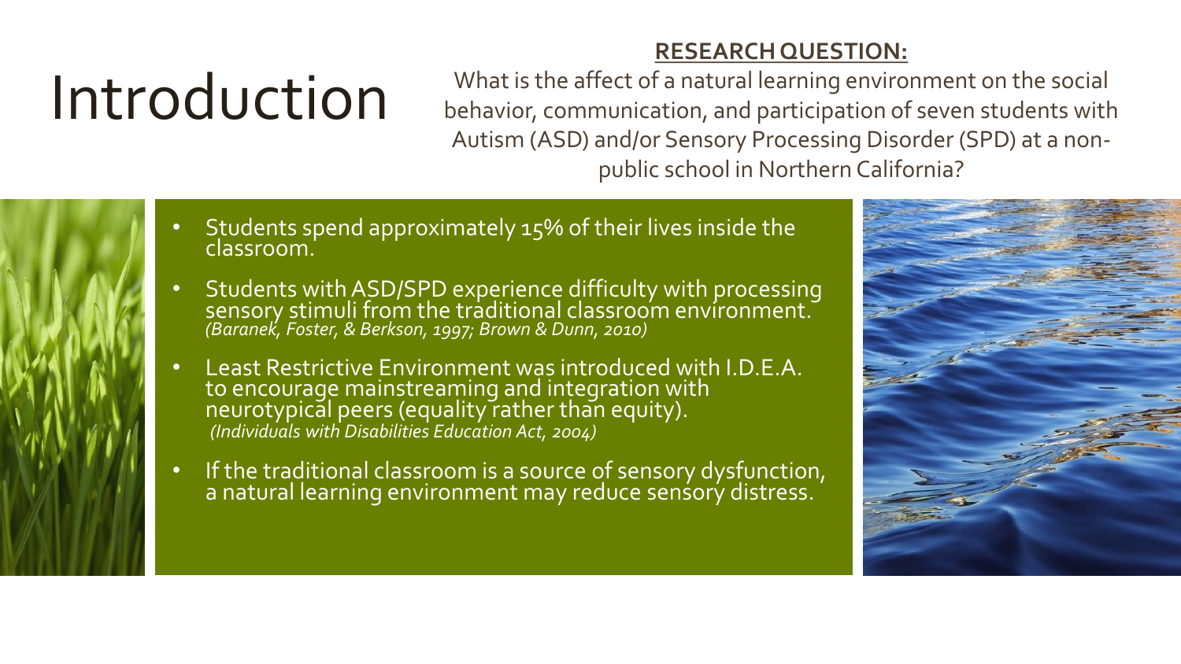# Introduction

**RESEARCH QUESTION:**

What is the affect of a natural learning environment on the social behavior, communication, and participation of seven students with Autism (ASD) and/or Sensory Processing Disorder (SPD) at a non-public school in Northern California?

- Students spend approximately 15% of their lives inside the classroom.
- Students with ASD/SPD experience difficulty with processing sensory stimuli from the traditional classroom environment. *(Baranek, Foster, & Berkson, 1997; Brown & Dunn, 2010)*
- Least Restrictive Environment was introduced with I.D.E.A. to encourage mainstreaming and integration with neurotypical peers (equality rather than equity). *(Individuals with Disabilities Education Act, 2004)*
- If the traditional classroom is a source of sensory dysfunction, a natural learning environment may reduce sensory distress.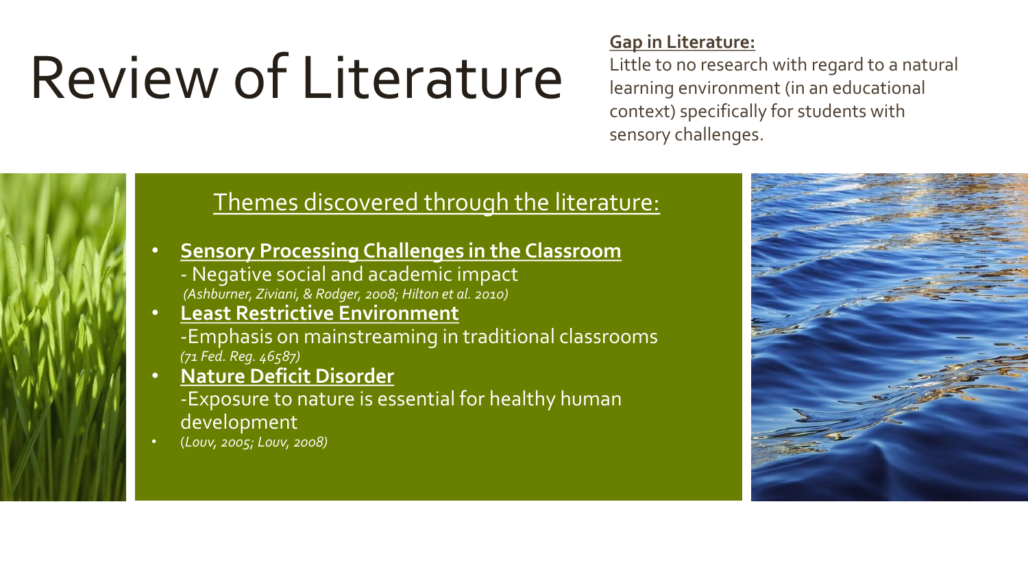# Review of Literature

**Gap in Literature:**

Little to no research with regard to a natural learning environment (in an educational context) specifically for students with sensory challenges.

## Themes discovered through the literature:

- **Sensory Processing Challenges in the Classroom**
  - Negative social and academic impact
  *(Ashburner, Ziviani, & Rodger, 2008; Hilton et al. 2010)*
- **Least Restrictive Environment**
  -Emphasis on mainstreaming in traditional classrooms
  *(71 Fed. Reg. 46587)*
- **Nature Deficit Disorder**
  -Exposure to nature is essential for healthy human development
- (*Louv, 2005; Louv, 2008)*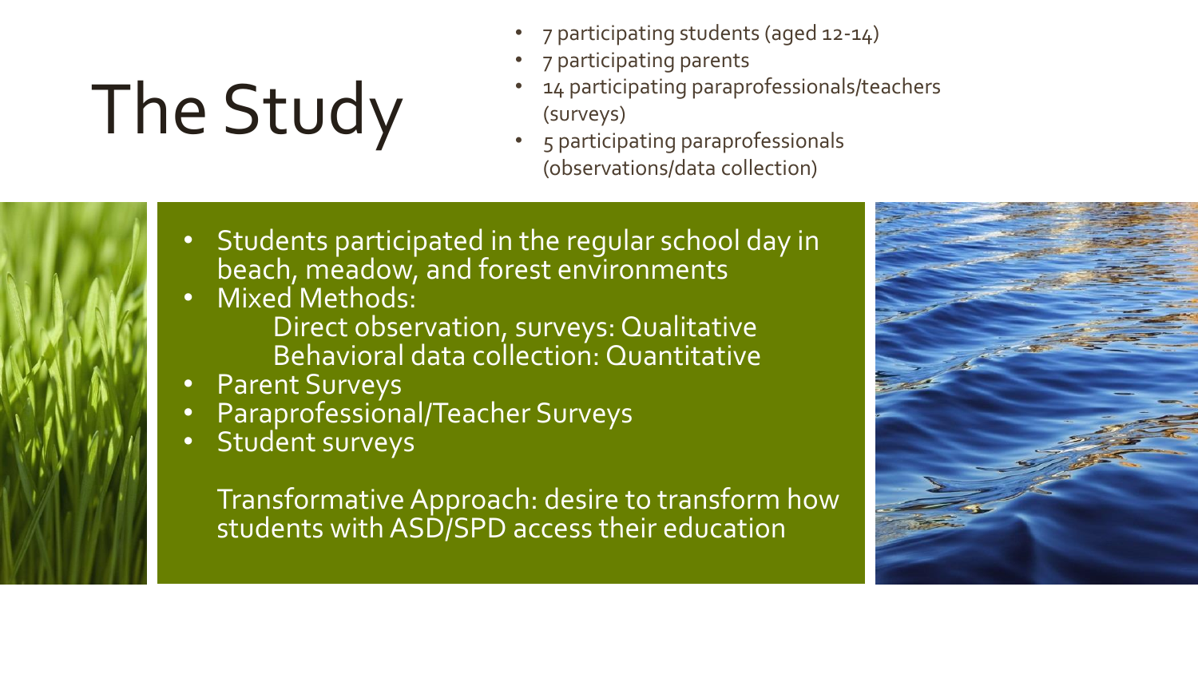# The Study

- 7 participating students (aged 12-14)
- 7 participating parents
- 14 participating paraprofessionals/teachers (surveys)
- 5 participating paraprofessionals (observations/data collection)

- Students participated in the regular school day in beach, meadow, and forest environments
- Mixed Methods:
  - Direct observation, surveys: Qualitative
  - Behavioral data collection: Quantitative
- Parent Surveys
- Paraprofessional/Teacher Surveys
- Student surveys

Transformative Approach: desire to transform how students with ASD/SPD access their education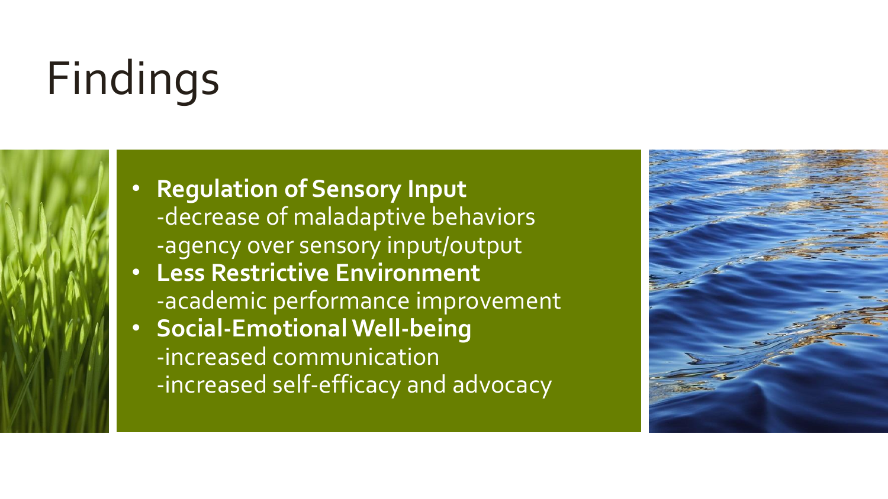# Findings

- **Regulation of Sensory Input**
  -decrease of maladaptive behaviors
  -agency over sensory input/output
- **Less Restrictive Environment**
  -academic performance improvement
- **Social-Emotional Well-being**
  -increased communication
  -increased self-efficacy and advocacy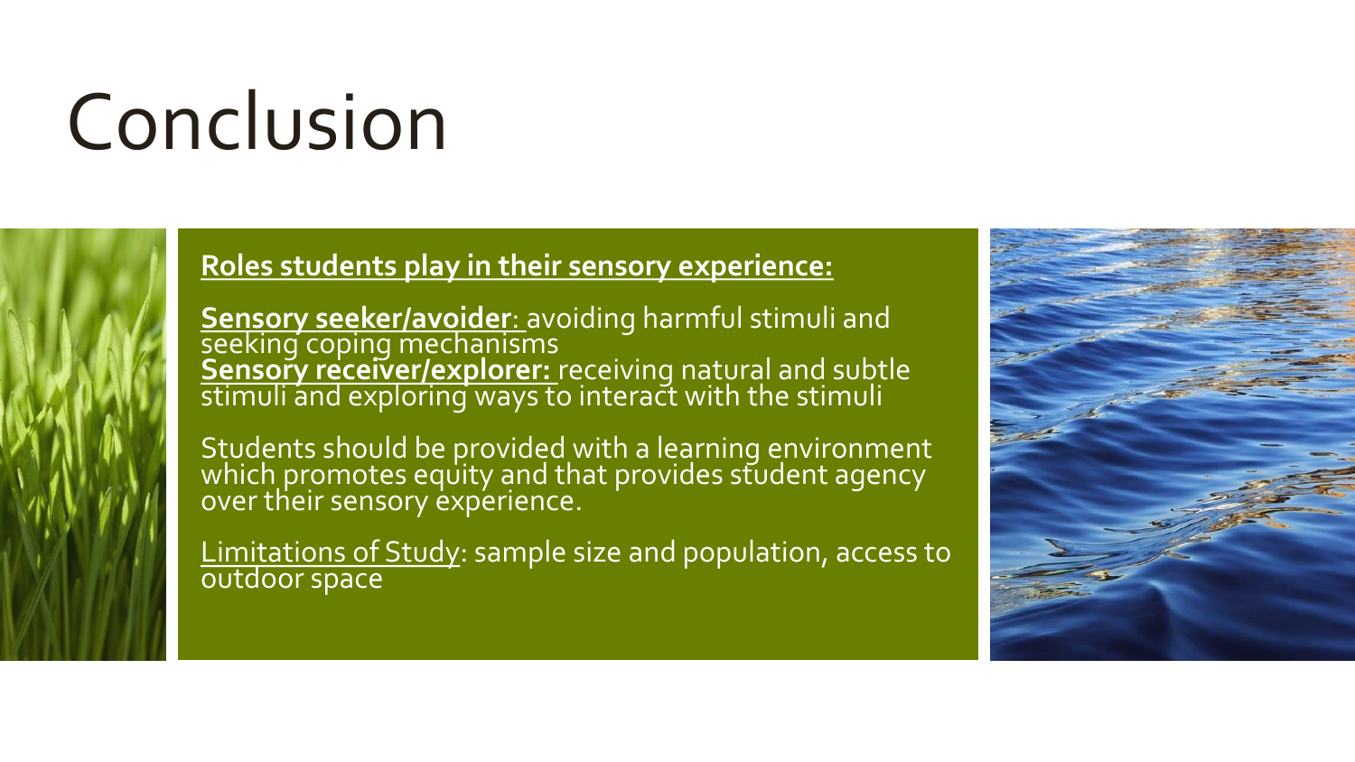# Conclusion

**Roles students play in their sensory experience:**

**Sensory seeker/avoider**: avoiding harmful stimuli and seeking coping mechanisms
**Sensory receiver/explorer:** receiving natural and subtle stimuli and exploring ways to interact with the stimuli

Students should be provided with a learning environment which promotes equity and that provides student agency over their sensory experience.

Limitations of Study: sample size and population, access to outdoor space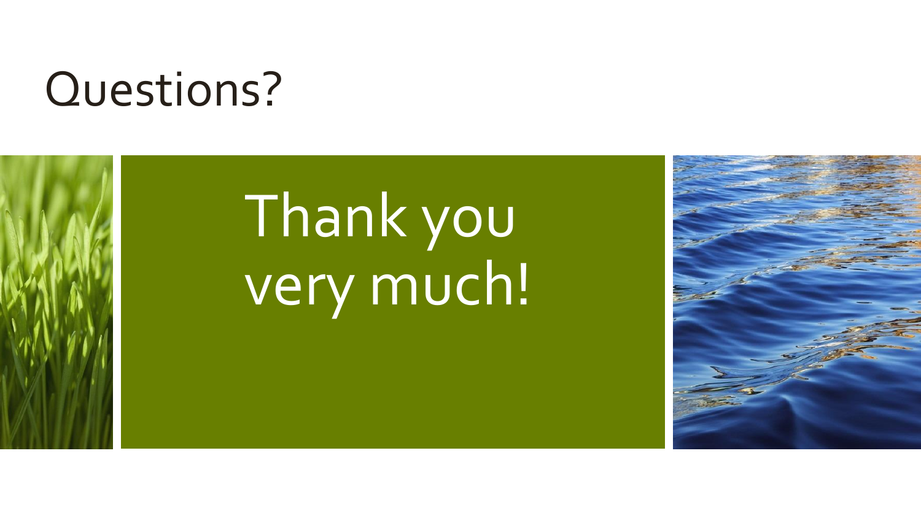# Questions?

Thank you very much!